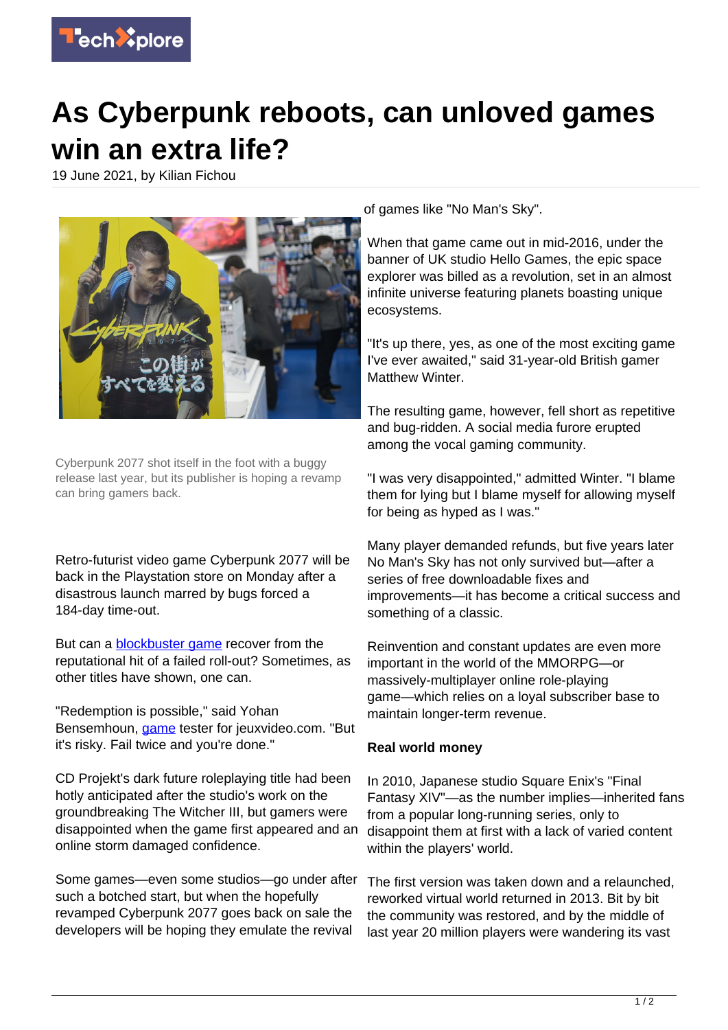# As Cyberpunk reboots, can unloved games win an extra life?

19 June 2021, by Kilian Fichou

Cyberpunk 2077 shot itself in the foot with a buggy release last year, but its publisher is hoping a revamp can bring gamers back.

Retro-futurist video game Cyberpunk 2077 will be back in the Playstation store on Monday after a disastrous launch marred by bugs forced a 184-day time-out.

But can a blockbuster game recover from the reputational hit of a failed roll-out? Sometimes, as other titles have shown, one can.

"Redemption is possible," said Yohan Bensemhoun, game tester for jeuxvideo.com. "But it's risky. Fail twice and you're done."

CD Projekt's dark future roleplaying title had been hotly anticipated after the studio's work on the groundbreaking The Witcher III, but gamers were disappointed when the game first appeared and an online storm damaged confidence.

Some games—even some studios—go under after such a botched start, but when the hopefully revamped Cyberpunk 2077 goes back on sale the developers will be hoping they emulate the revival of games like "No Man's Sky".

When that game came out in mid-2016, under the banner of UK studio Hello Games, the epic space explorer was billed as a revolution, set in an almost infinite universe featuring planets boasting unique ecosystems.

"It's up there, yes, as one of the most exciting game I've ever awaited," said 31-year-old British gamer Matthew Winter.

The resulting game, however, fell short as repetitive and bug-ridden. A social media furore erupted among the vocal gaming community.

"I was very disappointed," admitted Winter. "I blame them for lying but I blame myself for allowing myself for being as hyped as I was."

Many player demanded refunds, but five years later No Man's Sky has not only survived but—after a series of free downloadable fixes and improvements—it has become a critical success and something of a classic.

Reinvention and constant updates are even more important in the world of the MMORPG—or massively-multiplayer online role-playing game—which relies on a loyal subscriber base to maintain longer-term revenue.

**Real world money**

In 2010, Japanese studio Square Enix's "Final Fantasy XIV"—as the number implies—inherited fans from a popular long-running series, only to disappoint them at first with a lack of varied content within the players' world.

The first version was taken down and a relaunched, reworked virtual world returned in 2013. Bit by bit the community was restored, and by the middle of last year 20 million players were wandering its vast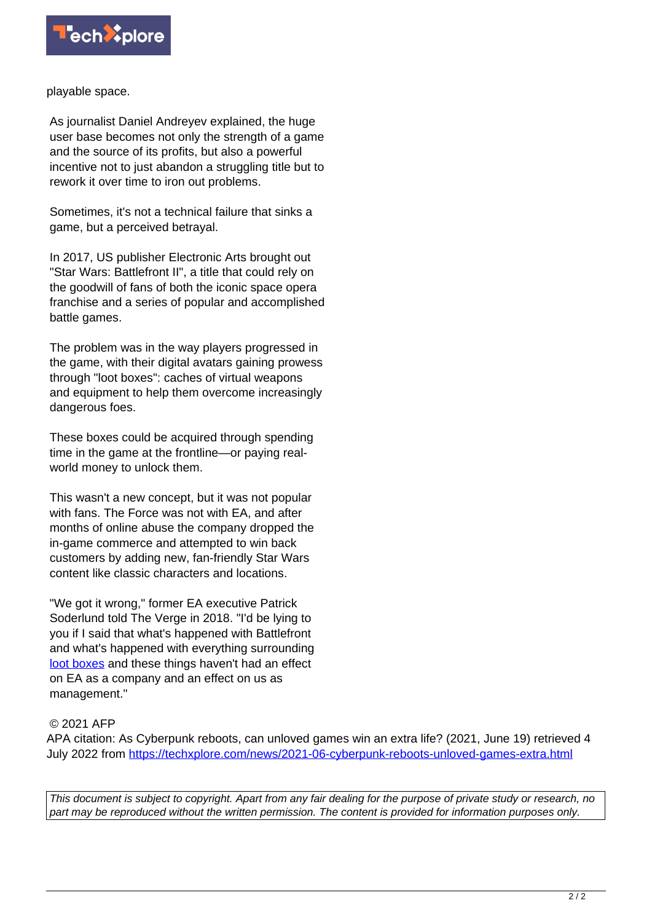playable space.

As journalist Daniel Andreyev explained, the huge user base becomes not only the strength of a game and the source of its profits, but also a powerful incentive not to just abandon a struggling title but to rework it over time to iron out problems.

Sometimes, it's not a technical failure that sinks a game, but a perceived betrayal.

In 2017, US publisher Electronic Arts brought out "Star Wars: Battlefront II", a title that could rely on the goodwill of fans of both the iconic space opera franchise and a series of popular and accomplished battle games.

The problem was in the way players progressed in the game, with their digital avatars gaining prowess through "loot boxes": caches of virtual weapons and equipment to help them overcome increasingly dangerous foes.

These boxes could be acquired through spending time in the game at the frontline—or paying real-world money to unlock them.

This wasn't a new concept, but it was not popular with fans. The Force was not with EA, and after months of online abuse the company dropped the in-game commerce and attempted to win back customers by adding new, fan-friendly Star Wars content like classic characters and locations.

"We got it wrong," former EA executive Patrick Soderlund told The Verge in 2018. "I'd be lying to you if I said that what's happened with Battlefront and what's happened with everything surrounding [loot boxes](https://techxplore.com/tags/loot+boxes/) and these things haven't had an effect on EA as a company and an effect on us as management."

© 2021 AFP

APA citation: As Cyberpunk reboots, can unloved games win an extra life? (2021, June 19) retrieved 4 July 2022 from https://techxplore.com/news/2021-06-cyberpunk-reboots-unloved-games-extra.html

*This document is subject to copyright. Apart from any fair dealing for the purpose of private study or research, no part may be reproduced without the written permission. The content is provided for information purposes only.*